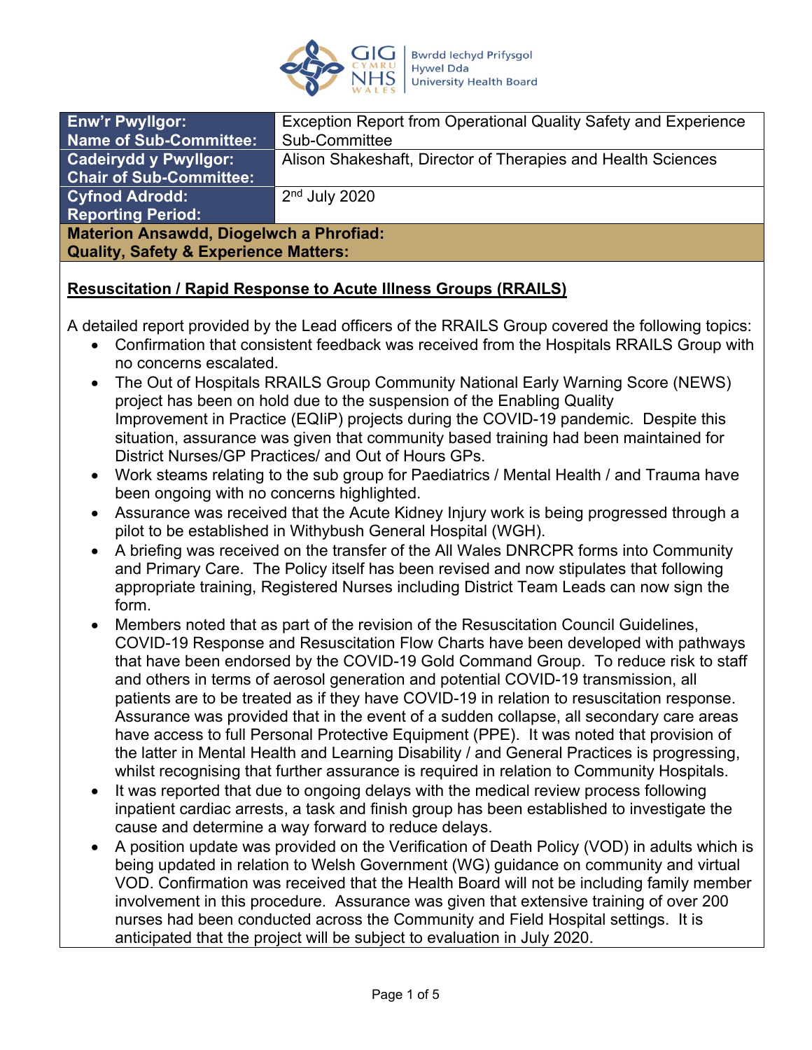| Enw'r Pwyllgor: Name of Sub-Committee: | Exception Report from Operational Quality Safety and Experience Sub-Committee |
|---|---|
| Cadeirydd y Pwyllgor: Chair of Sub-Committee: | Alison Shakeshaft, Director of Therapies and Health Sciences |
| Cyfnod Adrodd: Reporting Period: | 2nd July 2020 |

**Materion Ansawdd, Diogelwch a Phrofiad:**
**Quality, Safety & Experience Matters:**

**Resuscitation / Rapid Response to Acute Illness Groups (RRAILS)**

A detailed report provided by the Lead officers of the RRAILS Group covered the following topics:

- Confirmation that consistent feedback was received from the Hospitals RRAILS Group with no concerns escalated.
- The Out of Hospitals RRAILS Group Community National Early Warning Score (NEWS) project has been on hold due to the suspension of the Enabling Quality Improvement in Practice (EQIiP) projects during the COVID-19 pandemic. Despite this situation, assurance was given that community based training had been maintained for District Nurses/GP Practices/ and Out of Hours GPs.
- Work steams relating to the sub group for Paediatrics / Mental Health / and Trauma have been ongoing with no concerns highlighted.
- Assurance was received that the Acute Kidney Injury work is being progressed through a pilot to be established in Withybush General Hospital (WGH).
- A briefing was received on the transfer of the All Wales DNRCPR forms into Community and Primary Care. The Policy itself has been revised and now stipulates that following appropriate training, Registered Nurses including District Team Leads can now sign the form.
- Members noted that as part of the revision of the Resuscitation Council Guidelines, COVID-19 Response and Resuscitation Flow Charts have been developed with pathways that have been endorsed by the COVID-19 Gold Command Group. To reduce risk to staff and others in terms of aerosol generation and potential COVID-19 transmission, all patients are to be treated as if they have COVID-19 in relation to resuscitation response. Assurance was provided that in the event of a sudden collapse, all secondary care areas have access to full Personal Protective Equipment (PPE). It was noted that provision of the latter in Mental Health and Learning Disability / and General Practices is progressing, whilst recognising that further assurance is required in relation to Community Hospitals.
- It was reported that due to ongoing delays with the medical review process following inpatient cardiac arrests, a task and finish group has been established to investigate the cause and determine a way forward to reduce delays.
- A position update was provided on the Verification of Death Policy (VOD) in adults which is being updated in relation to Welsh Government (WG) guidance on community and virtual VOD. Confirmation was received that the Health Board will not be including family member involvement in this procedure. Assurance was given that extensive training of over 200 nurses had been conducted across the Community and Field Hospital settings. It is anticipated that the project will be subject to evaluation in July 2020.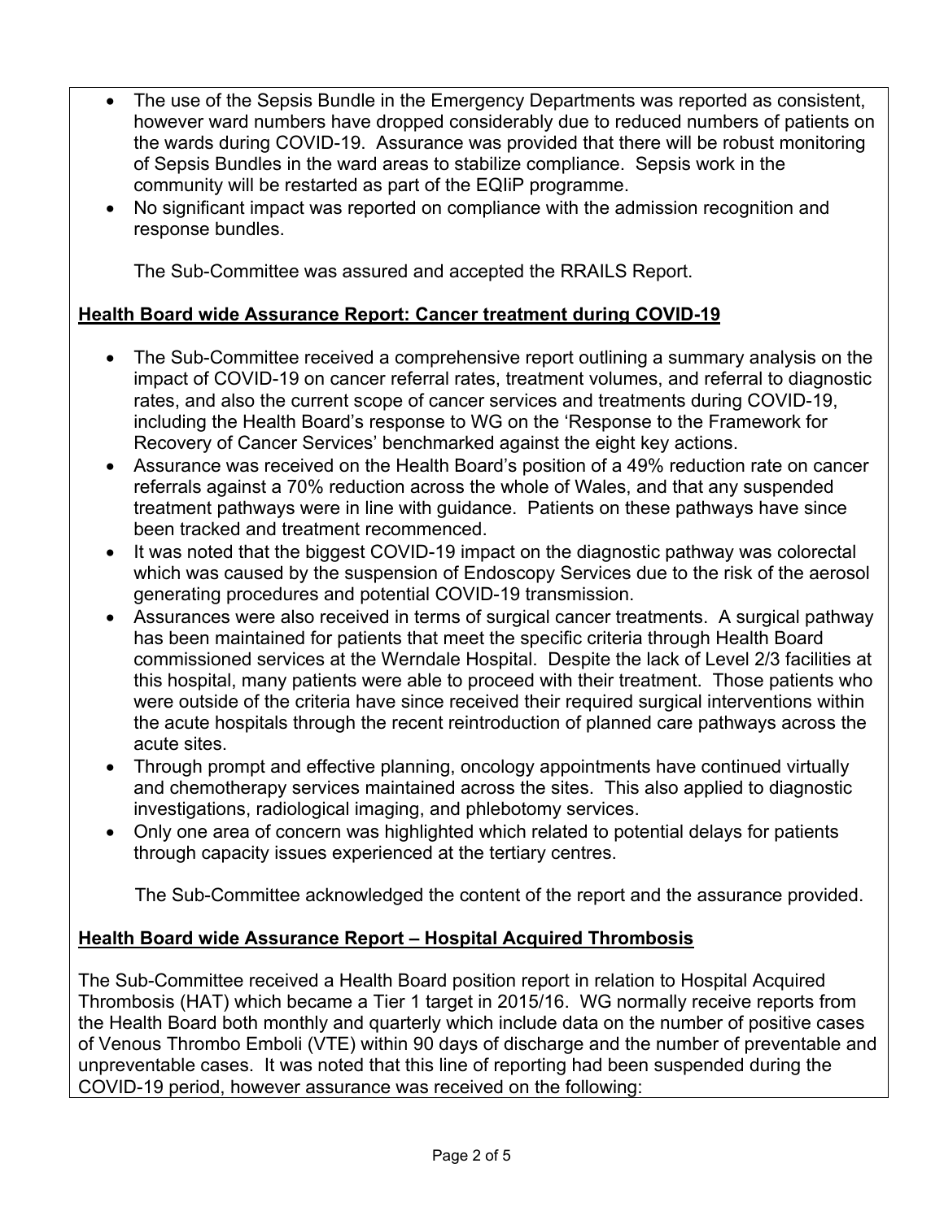- The use of the Sepsis Bundle in the Emergency Departments was reported as consistent, however ward numbers have dropped considerably due to reduced numbers of patients on the wards during COVID-19. Assurance was provided that there will be robust monitoring of Sepsis Bundles in the ward areas to stabilize compliance. Sepsis work in the community will be restarted as part of the EQIiP programme.
- No significant impact was reported on compliance with the admission recognition and response bundles.

The Sub-Committee was assured and accepted the RRAILS Report.

**Health Board wide Assurance Report: Cancer treatment during COVID-19**

- The Sub-Committee received a comprehensive report outlining a summary analysis on the impact of COVID-19 on cancer referral rates, treatment volumes, and referral to diagnostic rates, and also the current scope of cancer services and treatments during COVID-19, including the Health Board's response to WG on the 'Response to the Framework for Recovery of Cancer Services' benchmarked against the eight key actions.
- Assurance was received on the Health Board's position of a 49% reduction rate on cancer referrals against a 70% reduction across the whole of Wales, and that any suspended treatment pathways were in line with guidance. Patients on these pathways have since been tracked and treatment recommenced.
- It was noted that the biggest COVID-19 impact on the diagnostic pathway was colorectal which was caused by the suspension of Endoscopy Services due to the risk of the aerosol generating procedures and potential COVID-19 transmission.
- Assurances were also received in terms of surgical cancer treatments. A surgical pathway has been maintained for patients that meet the specific criteria through Health Board commissioned services at the Werndale Hospital. Despite the lack of Level 2/3 facilities at this hospital, many patients were able to proceed with their treatment. Those patients who were outside of the criteria have since received their required surgical interventions within the acute hospitals through the recent reintroduction of planned care pathways across the acute sites.
- Through prompt and effective planning, oncology appointments have continued virtually and chemotherapy services maintained across the sites. This also applied to diagnostic investigations, radiological imaging, and phlebotomy services.
- Only one area of concern was highlighted which related to potential delays for patients through capacity issues experienced at the tertiary centres.

The Sub-Committee acknowledged the content of the report and the assurance provided.

**Health Board wide Assurance Report – Hospital Acquired Thrombosis**

The Sub-Committee received a Health Board position report in relation to Hospital Acquired Thrombosis (HAT) which became a Tier 1 target in 2015/16. WG normally receive reports from the Health Board both monthly and quarterly which include data on the number of positive cases of Venous Thrombo Emboli (VTE) within 90 days of discharge and the number of preventable and unpreventable cases. It was noted that this line of reporting had been suspended during the COVID-19 period, however assurance was received on the following: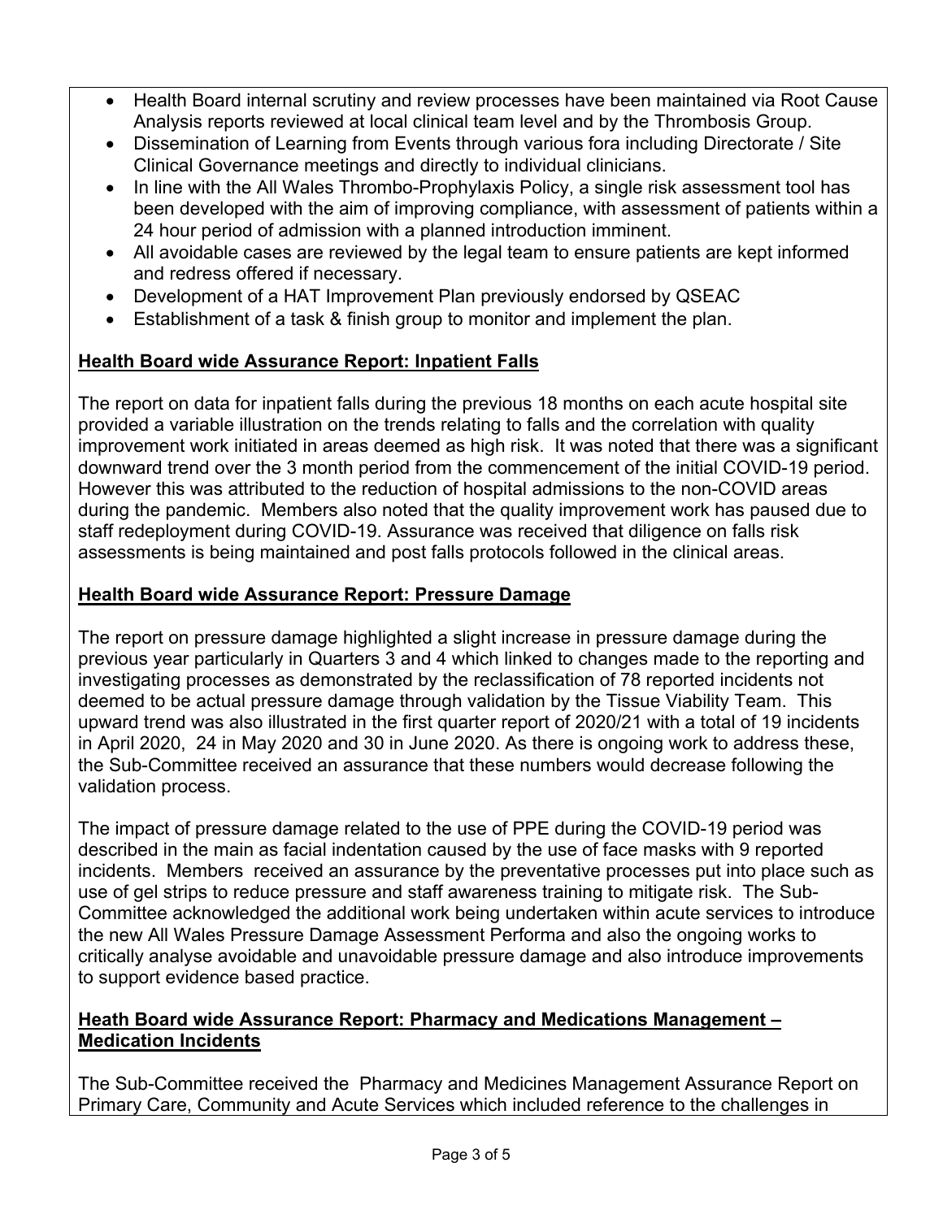- Health Board internal scrutiny and review processes have been maintained via Root Cause Analysis reports reviewed at local clinical team level and by the Thrombosis Group.
- Dissemination of Learning from Events through various fora including Directorate / Site Clinical Governance meetings and directly to individual clinicians.
- In line with the All Wales Thrombo-Prophylaxis Policy, a single risk assessment tool has been developed with the aim of improving compliance, with assessment of patients within a 24 hour period of admission with a planned introduction imminent.
- All avoidable cases are reviewed by the legal team to ensure patients are kept informed and redress offered if necessary.
- Development of a HAT Improvement Plan previously endorsed by QSEAC
- Establishment of a task & finish group to monitor and implement the plan.

**Health Board wide Assurance Report: Inpatient Falls**

The report on data for inpatient falls during the previous 18 months on each acute hospital site provided a variable illustration on the trends relating to falls and the correlation with quality improvement work initiated in areas deemed as high risk. It was noted that there was a significant downward trend over the 3 month period from the commencement of the initial COVID-19 period. However this was attributed to the reduction of hospital admissions to the non-COVID areas during the pandemic. Members also noted that the quality improvement work has paused due to staff redeployment during COVID-19. Assurance was received that diligence on falls risk assessments is being maintained and post falls protocols followed in the clinical areas.

**Health Board wide Assurance Report: Pressure Damage**

The report on pressure damage highlighted a slight increase in pressure damage during the previous year particularly in Quarters 3 and 4 which linked to changes made to the reporting and investigating processes as demonstrated by the reclassification of 78 reported incidents not deemed to be actual pressure damage through validation by the Tissue Viability Team. This upward trend was also illustrated in the first quarter report of 2020/21 with a total of 19 incidents in April 2020, 24 in May 2020 and 30 in June 2020. As there is ongoing work to address these, the Sub-Committee received an assurance that these numbers would decrease following the validation process.

The impact of pressure damage related to the use of PPE during the COVID-19 period was described in the main as facial indentation caused by the use of face masks with 9 reported incidents. Members received an assurance by the preventative processes put into place such as use of gel strips to reduce pressure and staff awareness training to mitigate risk. The Sub-Committee acknowledged the additional work being undertaken within acute services to introduce the new All Wales Pressure Damage Assessment Performa and also the ongoing works to critically analyse avoidable and unavoidable pressure damage and also introduce improvements to support evidence based practice.

**Heath Board wide Assurance Report: Pharmacy and Medications Management – Medication Incidents**

The Sub-Committee received the Pharmacy and Medicines Management Assurance Report on Primary Care, Community and Acute Services which included reference to the challenges in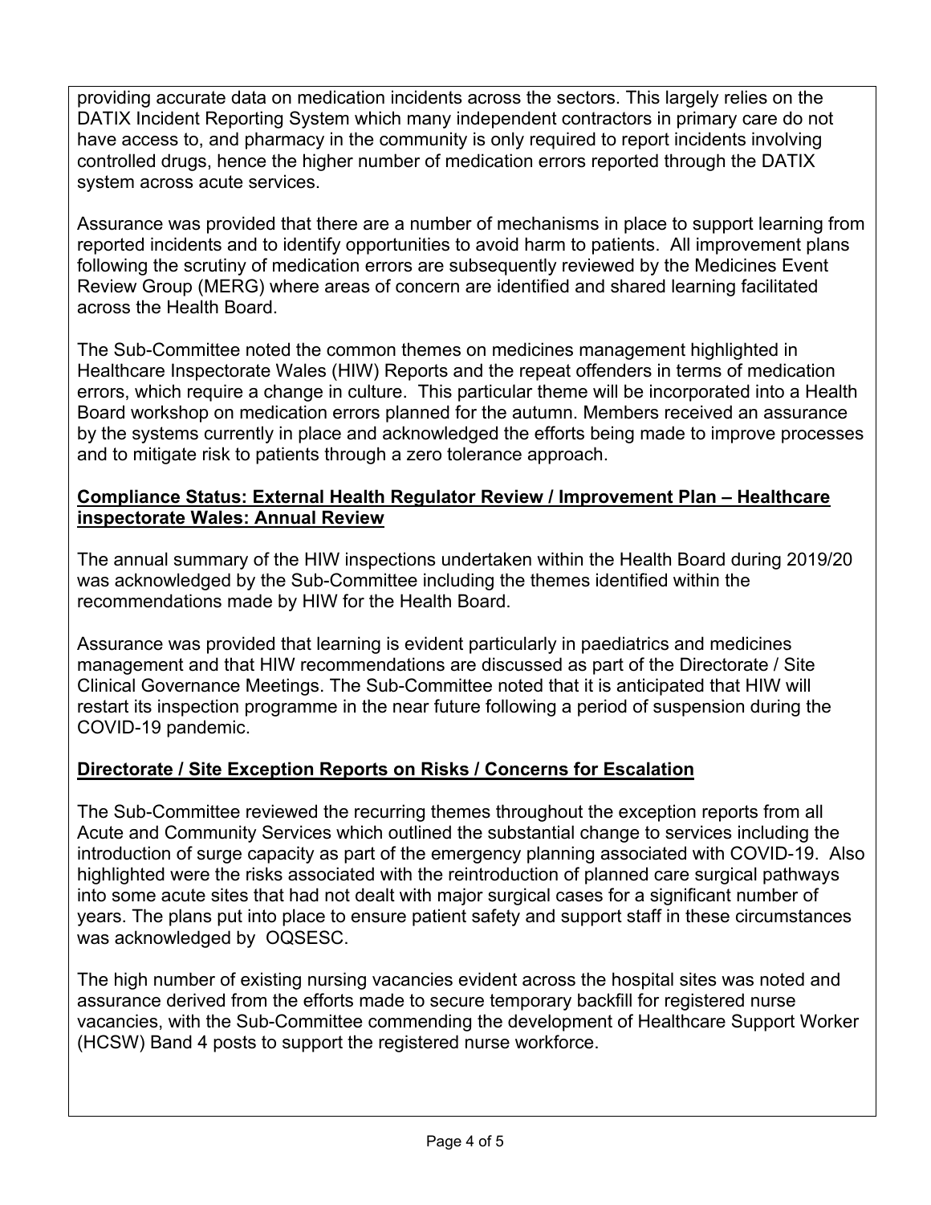providing accurate data on medication incidents across the sectors. This largely relies on the DATIX Incident Reporting System which many independent contractors in primary care do not have access to, and pharmacy in the community is only required to report incidents involving controlled drugs, hence the higher number of medication errors reported through the DATIX system across acute services.

Assurance was provided that there are a number of mechanisms in place to support learning from reported incidents and to identify opportunities to avoid harm to patients. All improvement plans following the scrutiny of medication errors are subsequently reviewed by the Medicines Event Review Group (MERG) where areas of concern are identified and shared learning facilitated across the Health Board.

The Sub-Committee noted the common themes on medicines management highlighted in Healthcare Inspectorate Wales (HIW) Reports and the repeat offenders in terms of medication errors, which require a change in culture. This particular theme will be incorporated into a Health Board workshop on medication errors planned for the autumn. Members received an assurance by the systems currently in place and acknowledged the efforts being made to improve processes and to mitigate risk to patients through a zero tolerance approach.

**Compliance Status: External Health Regulator Review / Improvement Plan – Healthcare inspectorate Wales: Annual Review**

The annual summary of the HIW inspections undertaken within the Health Board during 2019/20 was acknowledged by the Sub-Committee including the themes identified within the recommendations made by HIW for the Health Board.

Assurance was provided that learning is evident particularly in paediatrics and medicines management and that HIW recommendations are discussed as part of the Directorate / Site Clinical Governance Meetings. The Sub-Committee noted that it is anticipated that HIW will restart its inspection programme in the near future following a period of suspension during the COVID-19 pandemic.

**Directorate / Site Exception Reports on Risks / Concerns for Escalation**

The Sub-Committee reviewed the recurring themes throughout the exception reports from all Acute and Community Services which outlined the substantial change to services including the introduction of surge capacity as part of the emergency planning associated with COVID-19. Also highlighted were the risks associated with the reintroduction of planned care surgical pathways into some acute sites that had not dealt with major surgical cases for a significant number of years. The plans put into place to ensure patient safety and support staff in these circumstances was acknowledged by OQSESC.

The high number of existing nursing vacancies evident across the hospital sites was noted and assurance derived from the efforts made to secure temporary backfill for registered nurse vacancies, with the Sub-Committee commending the development of Healthcare Support Worker (HCSW) Band 4 posts to support the registered nurse workforce.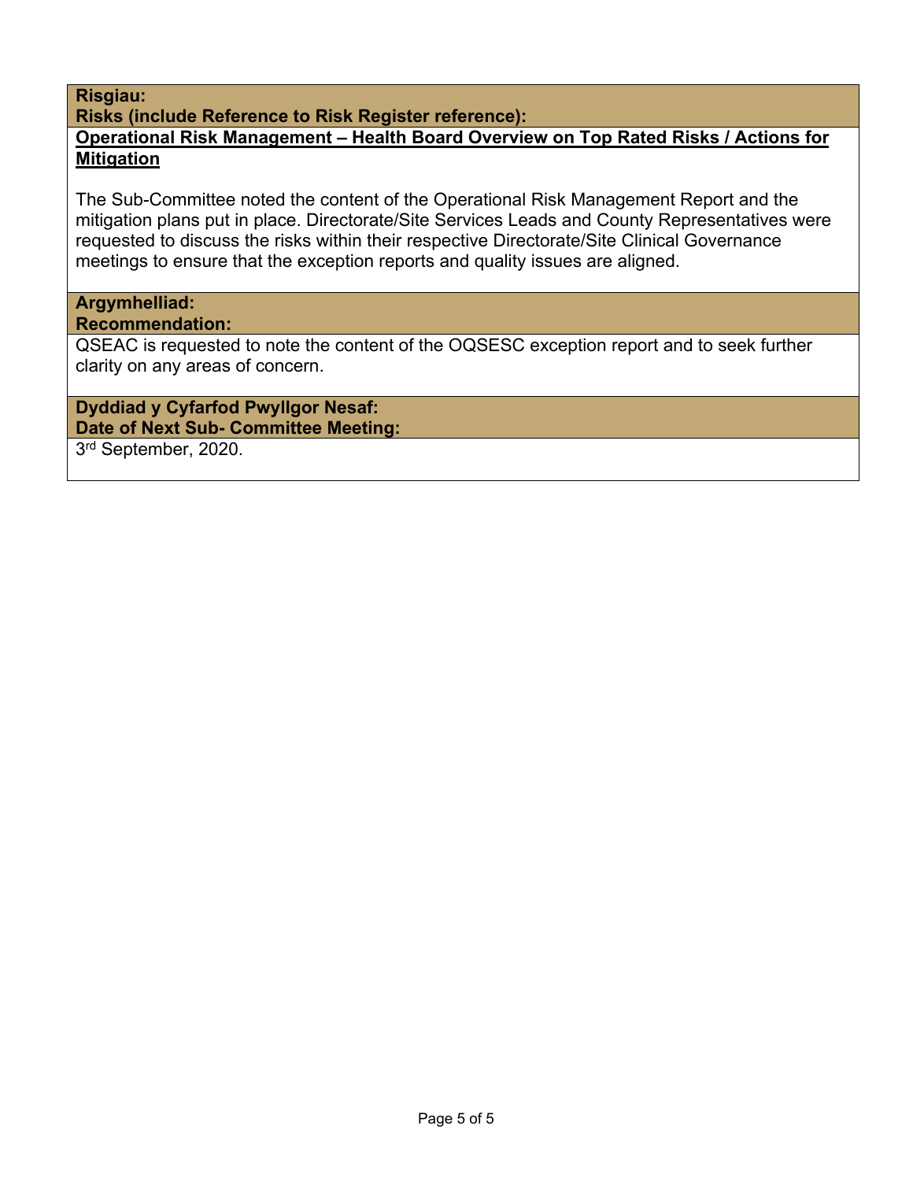**Risgiau:**
**Risks (include Reference to Risk Register reference):**

**<u>Operational Risk Management – Health Board Overview on Top Rated Risks / Actions for Mitigation</u>**

The Sub-Committee noted the content of the Operational Risk Management Report and the mitigation plans put in place. Directorate/Site Services Leads and County Representatives were requested to discuss the risks within their respective Directorate/Site Clinical Governance meetings to ensure that the exception reports and quality issues are aligned.

**Argymhelliad:**
**Recommendation:**

QSEAC is requested to note the content of the OQSESC exception report and to seek further clarity on any areas of concern.

**Dyddiad y Cyfarfod Pwyllgor Nesaf:**
**Date of Next Sub- Committee Meeting:**

3rd September, 2020.